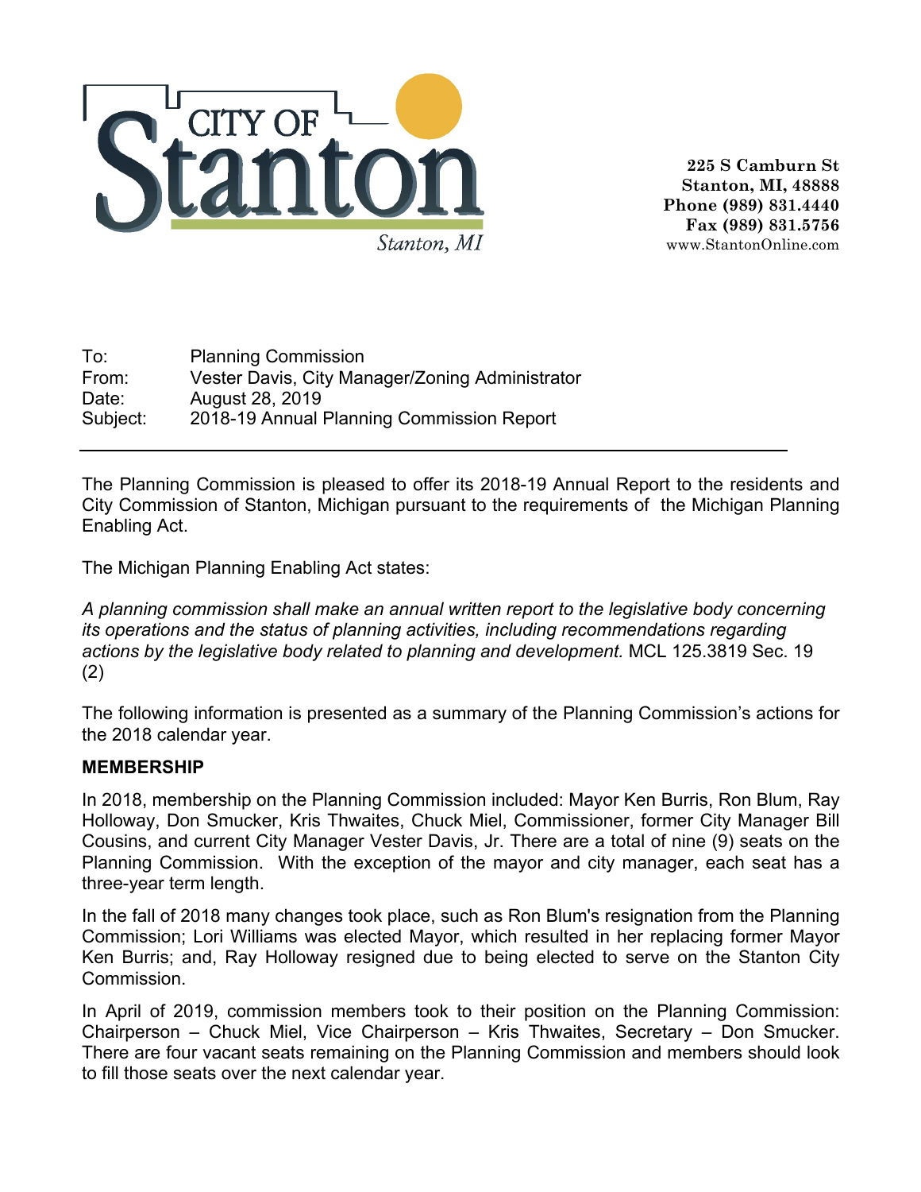CITY OF Stanton

Stanton, MI

**225 S Camburn St**
**Stanton, MI, 48888**
**Phone (989) 831.4440**
**Fax (989) 831.5756**
www.StantonOnline.com

To: Planning Commission
From: Vester Davis, City Manager/Zoning Administrator
Date: August 28, 2019
Subject: 2018-19 Annual Planning Commission Report

---

The Planning Commission is pleased to offer its 2018-19 Annual Report to the residents and City Commission of Stanton, Michigan pursuant to the requirements of the Michigan Planning Enabling Act.

The Michigan Planning Enabling Act states:

*A planning commission shall make an annual written report to the legislative body concerning its operations and the status of planning activities, including recommendations regarding actions by the legislative body related to planning and development.* MCL 125.3819 Sec. 19 (2)

The following information is presented as a summary of the Planning Commission's actions for the 2018 calendar year.

**MEMBERSHIP**

In 2018, membership on the Planning Commission included: Mayor Ken Burris, Ron Blum, Ray Holloway, Don Smucker, Kris Thwaites, Chuck Miel, Commissioner, former City Manager Bill Cousins, and current City Manager Vester Davis, Jr. There are a total of nine (9) seats on the Planning Commission. With the exception of the mayor and city manager, each seat has a three-year term length.

In the fall of 2018 many changes took place, such as Ron Blum's resignation from the Planning Commission; Lori Williams was elected Mayor, which resulted in her replacing former Mayor Ken Burris; and, Ray Holloway resigned due to being elected to serve on the Stanton City Commission.

In April of 2019, commission members took to their position on the Planning Commission: Chairperson – Chuck Miel, Vice Chairperson – Kris Thwaites, Secretary – Don Smucker. There are four vacant seats remaining on the Planning Commission and members should look to fill those seats over the next calendar year.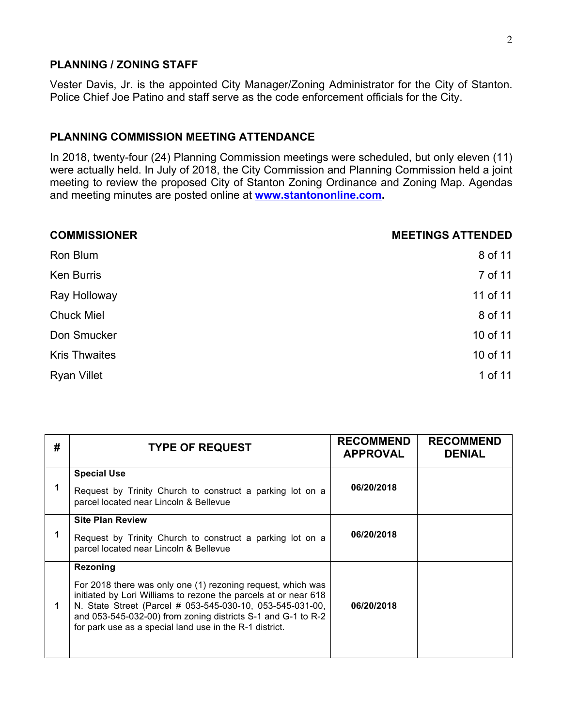## PLANNING / ZONING STAFF

Vester Davis, Jr. is the appointed City Manager/Zoning Administrator for the City of Stanton. Police Chief Joe Patino and staff serve as the code enforcement officials for the City.

## PLANNING COMMISSION MEETING ATTENDANCE

In 2018, twenty-four (24) Planning Commission meetings were scheduled, but only eleven (11) were actually held. In July of 2018, the City Commission and Planning Commission held a joint meeting to review the proposed City of Stanton Zoning Ordinance and Zoning Map. Agendas and meeting minutes are posted online at **www.stantononline.com.**

| COMMISSIONER | MEETINGS ATTENDED |
|---|---|
| Ron Blum | 8 of 11 |
| Ken Burris | 7 of 11 |
| Ray Holloway | 11 of 11 |
| Chuck Miel | 8 of 11 |
| Don Smucker | 10 of 11 |
| Kris Thwaites | 10 of 11 |
| Ryan Villet | 1 of 11 |

| # | TYPE OF REQUEST | RECOMMEND APPROVAL | RECOMMEND DENIAL |
|---|---|---|---|
| 1 | **Special Use**<br>Request by Trinity Church to construct a parking lot on a parcel located near Lincoln & Bellevue | 06/20/2018 | |
| 1 | **Site Plan Review**<br>Request by Trinity Church to construct a parking lot on a parcel located near Lincoln & Bellevue | 06/20/2018 | |
| 1 | **Rezoning**<br>For 2018 there was only one (1) rezoning request, which was initiated by Lori Williams to rezone the parcels at or near 618 N. State Street (Parcel # 053-545-030-10, 053-545-031-00, and 053-545-032-00) from zoning districts S-1 and G-1 to R-2 for park use as a special land use in the R-1 district. | 06/20/2018 | |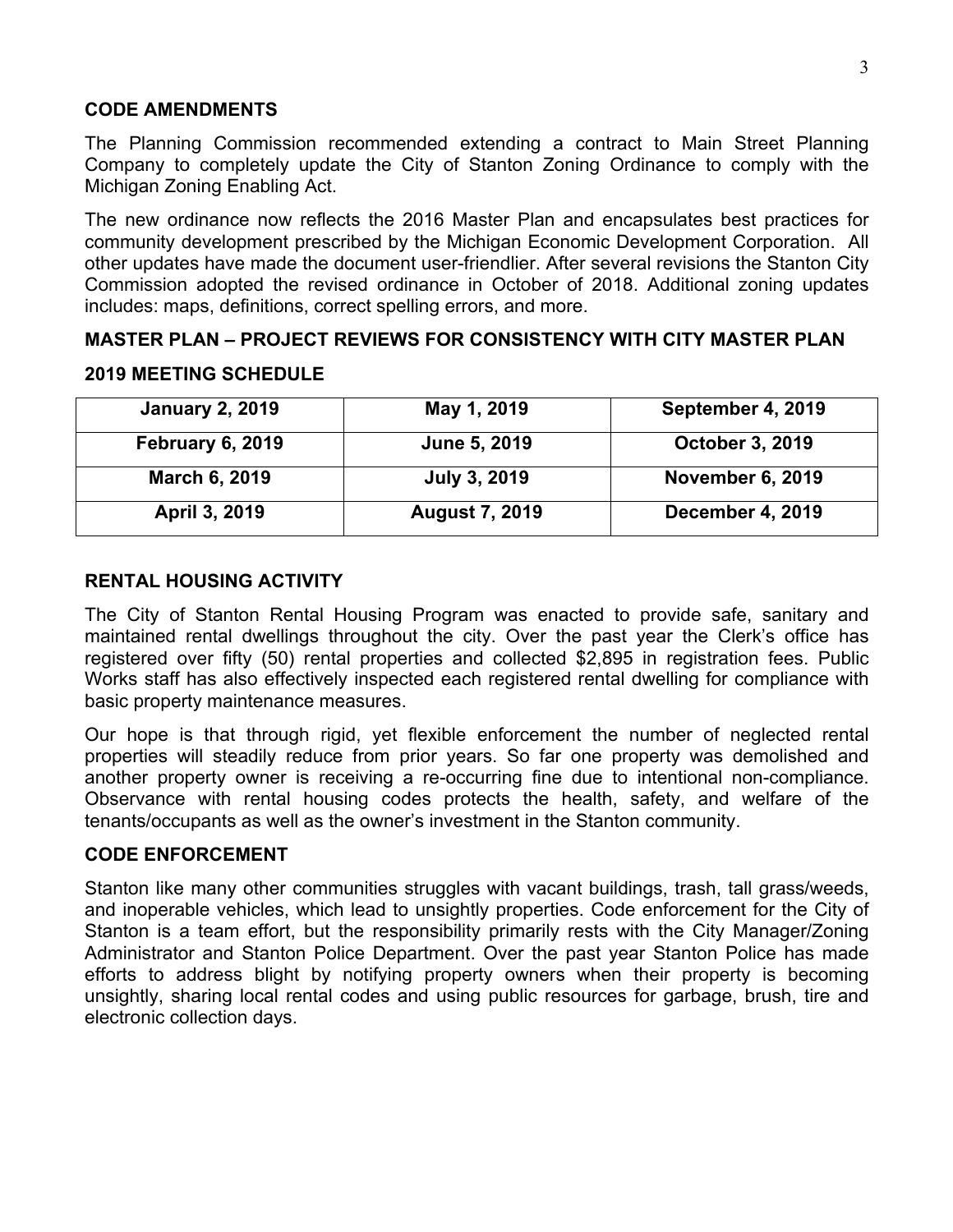## CODE AMENDMENTS

The Planning Commission recommended extending a contract to Main Street Planning Company to completely update the City of Stanton Zoning Ordinance to comply with the Michigan Zoning Enabling Act.

The new ordinance now reflects the 2016 Master Plan and encapsulates best practices for community development prescribed by the Michigan Economic Development Corporation. All other updates have made the document user-friendlier. After several revisions the Stanton City Commission adopted the revised ordinance in October of 2018. Additional zoning updates includes: maps, definitions, correct spelling errors, and more.

## MASTER PLAN – PROJECT REVIEWS FOR CONSISTENCY WITH CITY MASTER PLAN

## 2019 MEETING SCHEDULE

| January 2, 2019 | May 1, 2019 | September 4, 2019 |
|---|---|---|
| February 6, 2019 | June 5, 2019 | October 3, 2019 |
| March 6, 2019 | July 3, 2019 | November 6, 2019 |
| April 3, 2019 | August 7, 2019 | December 4, 2019 |

## RENTAL HOUSING ACTIVITY

The City of Stanton Rental Housing Program was enacted to provide safe, sanitary and maintained rental dwellings throughout the city. Over the past year the Clerk's office has registered over fifty (50) rental properties and collected $2,895 in registration fees. Public Works staff has also effectively inspected each registered rental dwelling for compliance with basic property maintenance measures.

Our hope is that through rigid, yet flexible enforcement the number of neglected rental properties will steadily reduce from prior years. So far one property was demolished and another property owner is receiving a re-occurring fine due to intentional non-compliance. Observance with rental housing codes protects the health, safety, and welfare of the tenants/occupants as well as the owner's investment in the Stanton community.

## CODE ENFORCEMENT

Stanton like many other communities struggles with vacant buildings, trash, tall grass/weeds, and inoperable vehicles, which lead to unsightly properties. Code enforcement for the City of Stanton is a team effort, but the responsibility primarily rests with the City Manager/Zoning Administrator and Stanton Police Department. Over the past year Stanton Police has made efforts to address blight by notifying property owners when their property is becoming unsightly, sharing local rental codes and using public resources for garbage, brush, tire and electronic collection days.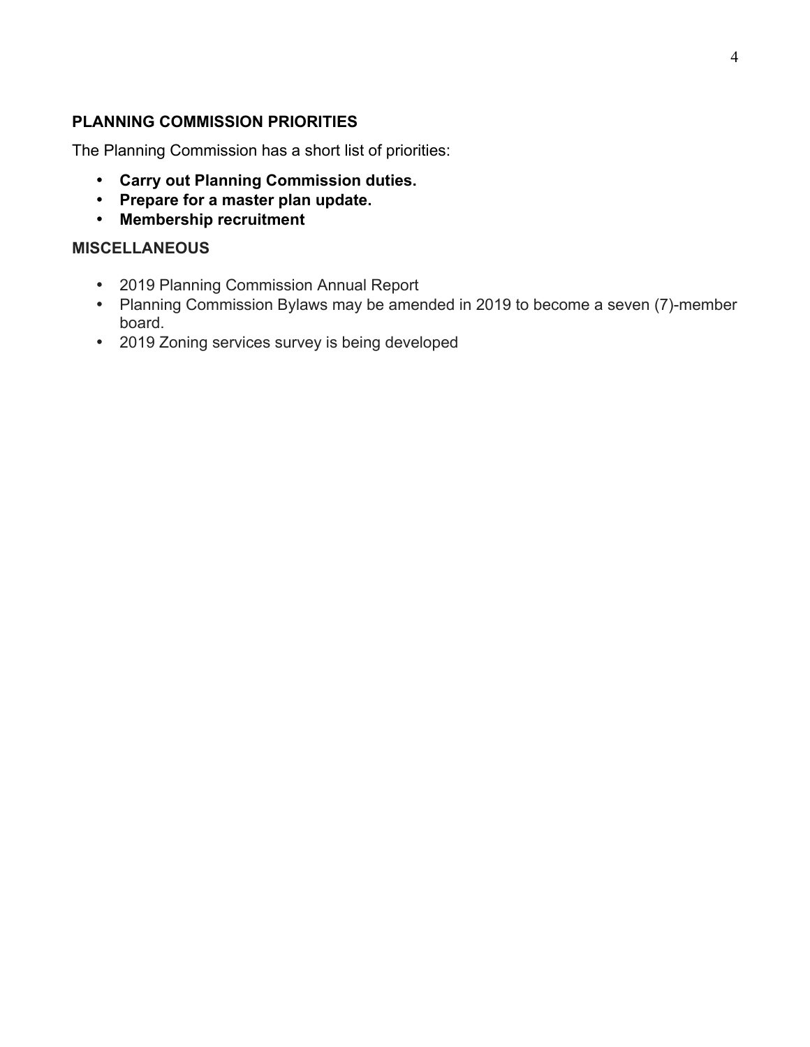## PLANNING COMMISSION PRIORITIES

The Planning Commission has a short list of priorities:

- **Carry out Planning Commission duties.**
- **Prepare for a master plan update.**
- **Membership recruitment**

## MISCELLANEOUS

- 2019 Planning Commission Annual Report
- Planning Commission Bylaws may be amended in 2019 to become a seven (7)-member board.
- 2019 Zoning services survey is being developed